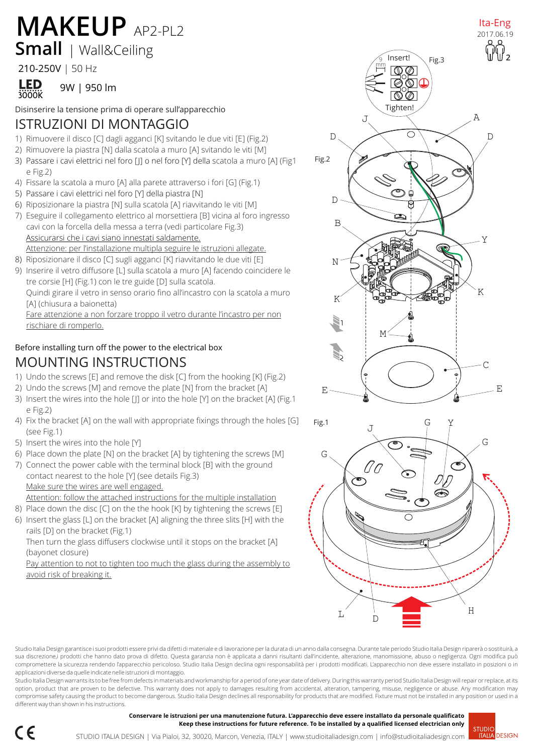# MAKEUP AP2-PL2

## Small | Wall&Ceiling

210-250V | 50 Hz

LED 3000K 9W | 950 lm

Ita-Eng
2017.06.19

Disinserire la tensione prima di operare sull'apparecchio

## ISTRUZIONI DI MONTAGGIO

1) Rimuovere il disco [C] dagli agganci [K] svitando le due viti [E] (Fig.2)
2) Rimuovere la piastra [N] dalla scatola a muro [A] svitando le viti [M]
3) Passare i cavi elettrici nel foro [J] o nel foro [Y] della scatola a muro [A] (Fig1 e Fig.2)
4) Fissare la scatola a muro [A] alla parete attraverso i fori [G] (Fig.1)
5) Passare i cavi elettrici nel foro [Y] della piastra [N]
6) Riposizionare la piastra [N] sulla scatola [A] riavvitando le viti [M]
7) Eseguire il collegamento elettrico al morsettiera [B] vicina al foro ingresso cavi con la forcella della messa a terra (vedi particolare Fig.3)
   Assicurarsi che i cavi siano innestati saldamente.
   Attenzione: per l'installazione multipla seguire le istruzioni allegate.
8) Riposizionare il disco [C] sugli agganci [K] riavvitando le due viti [E]
9) Inserire il vetro diffusore [L] sulla scatola a muro [A] facendo coincidere le tre corsie [H] (Fig.1) con le tre guide [D] sulla scatola.
   Quindi girare il vetro in senso orario fino all'incastro con la scatola a muro [A] (chiusura a baionetta)
   Fare attenzione a non forzare troppo il vetro durante l'incastro per non rischiare di romperlo.

Before installing turn off the power to the electrical box

## MOUNTING INSTRUCTIONS

1) Undo the screws [E] and remove the disk [C] from the hooking [K] (Fig.2)
2) Undo the screws [M] and remove the plate [N] from the bracket [A]
3) Insert the wires into the hole [J] or into the hole [Y] on the bracket [A] (Fig.1 e Fig.2)
4) Fix the bracket [A] on the wall with appropriate fixings through the holes [G] (see Fig.1)
5) Insert the wires into the hole [Y]
6) Place down the plate [N] on the bracket [A] by tightening the screws [M]
7) Connect the power cable with the terminal block [B] with the ground contact nearest to the hole [Y] (see details Fig.3)
   Make sure the wires are well engaged.
   Attention: follow the attached instructions for the multiple installation
8) Place down the disc [C] on the the hook [K] by tightening the screws [E]
6) Insert the glass [L] on the bracket [A] aligning the three slits [H] with the rails [D] on the bracket (Fig.1)
   Then turn the glass diffusers clockwise until it stops on the bracket [A] (bayonet closure)
   Pay attention to not to tighten too much the glass during the assembly to avoid risk of breaking it.

Fig.3: 9 mm — Insert! — Tighten!

Fig.2

Fig.1

Studio Italia Design garantisce i suoi prodotti essere privi da difetti di materiale e di lavorazione per la durata di un anno dalla consegna. Durante tale periodo Studio Italia Design riparerà o sostituirà, a sua discrezione,i prodotti che hanno dato prova di difetto. Questa garanzia non è applicata a danni risultanti dall'incidente, alterazione, manomissione, abuso o negligenza. Ogni modifica può compromettere la sicurezza rendendo l'apparecchio pericoloso. Studio Italia Design declina ogni responsabilità per i prodotti modificati. L'apparecchio non deve essere installato in posizioni o in applicazioni diverse da quelle indicate nelle istruzioni di montaggio.

Studio Italia Design warrants its to be free from defects in materials and workmanship for a period of one year date of delivery. During this warranty period Studio Italia Design will repair or replace, at its option, product that are proven to be defective. This warranty does not apply to damages resulting from accidental, alteration, tampering, misuse, negligence or abuse. Any modification may compromise safety causing the product to become dangerous. Studio Italia Design declines all responsability for products that are modified. Fixture must not be installed in any position or used in a different way than shown in his instructions.

**Conservare le istruzioni per una manutenzione futura. L'apparecchio deve essere installato da personale qualificato**
**Keep these instructions for future reference. To be installed by a qualified licensed electrician only**

STUDIO ITALIA DESIGN | Via Pialoi, 32, 30020, Marcon, Venezia, ITALY | www.studioitaliadesign.com | info@studioitaliadesign.com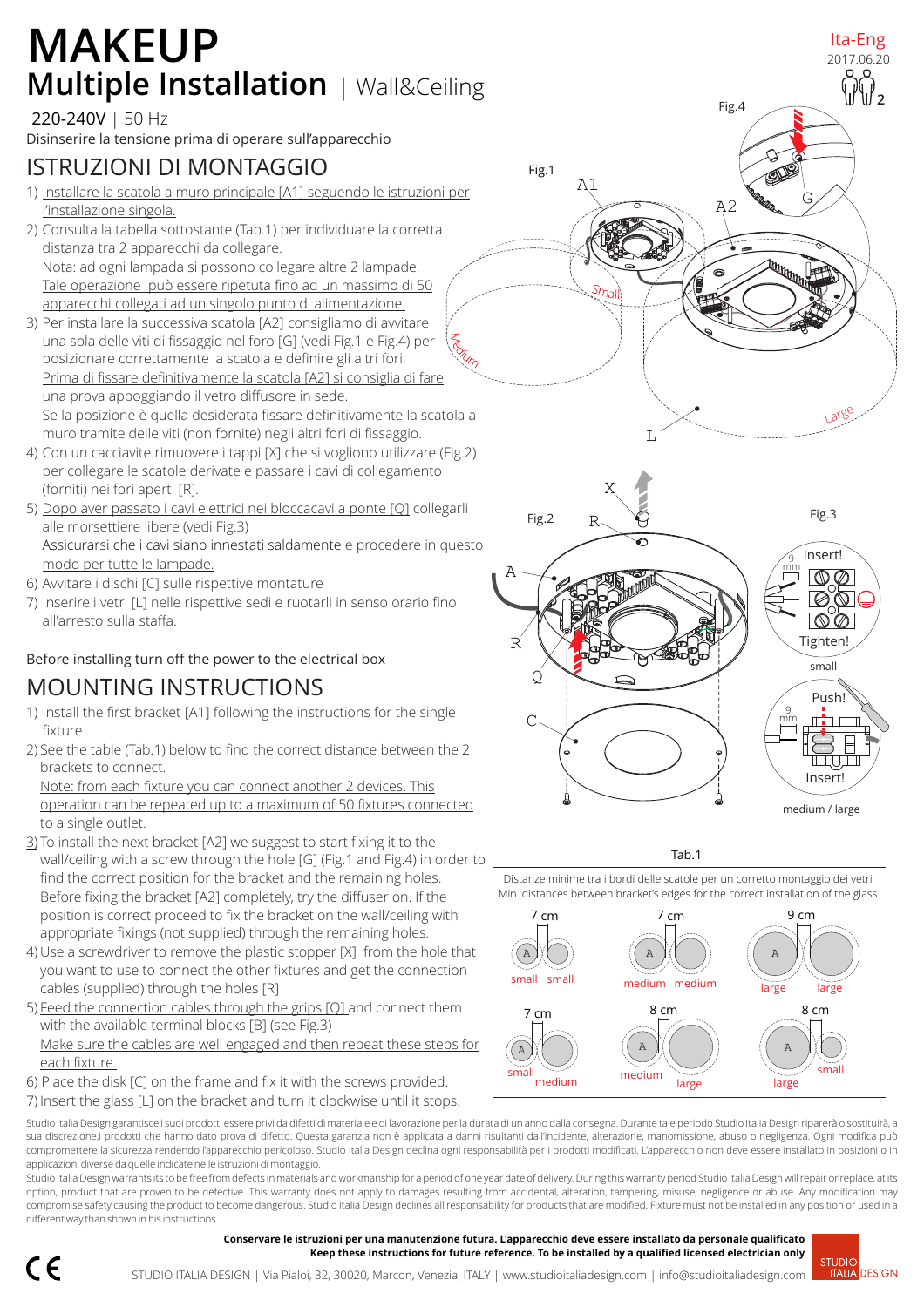# MAKEUP

## Multiple Installation | Wall&Ceiling

Ita-Eng
2017.06.20

220-240V | 50 Hz

Disinserire la tensione prima di operare sull'apparecchio

## ISTRUZIONI DI MONTAGGIO

1) Installare la scatola a muro principale [A1] seguendo le istruzioni per l'installazione singola.
2) Consulta la tabella sottostante (Tab.1) per individuare la corretta distanza tra 2 apparecchi da collegare.
   Nota: ad ogni lampada si possono collegare altre 2 lampade. Tale operazione può essere ripetuta fino ad un massimo di 50 apparecchi collegati ad un singolo punto di alimentazione.
3) Per installare la successiva scatola [A2] consigliamo di avvitare una sola delle viti di fissaggio nel foro [G] (vedi Fig.1 e Fig.4) per posizionare correttamente la scatola e definire gli altri fori.
   Prima di fissare definitivamente la scatola [A2] si consiglia di fare una prova appoggiando il vetro diffusore in sede.
   Se la posizione è quella desiderata fissare definitivamente la scatola a muro tramite delle viti (non fornite) negli altri fori di fissaggio.
4) Con un cacciavite rimuovere i tappi [X] che si vogliono utilizzare (Fig.2) per collegare le scatole derivate e passare i cavi di collegamento (forniti) nei fori aperti [R].
5) Dopo aver passato i cavi elettrici nei bloccacavi a ponte [Q] collegarli alle morsettiere libere (vedi Fig.3)
   Assicurarsi che i cavi siano innestati saldamente e procedere in questo modo per tutte le lampade.
6) Avvitare i dischi [C] sulle rispettive montature
7) Inserire i vetri [L] nelle rispettive sedi e ruotarli in senso orario fino all'arresto sulla staffa.

Before installing turn off the power to the electrical box

## MOUNTING INSTRUCTIONS

1) Install the first bracket [A1] following the instructions for the single fixture
2) See the table (Tab.1) below to find the correct distance between the 2 brackets to connect.
   Note: from each fixture you can connect another 2 devices. This operation can be repeated up to a maximum of 50 fixtures connected to a single outlet.
3) To install the next bracket [A2] we suggest to start fixing it to the wall/ceiling with a screw through the hole [G] (Fig.1 and Fig.4) in order to find the correct position for the bracket and the remaining holes.
   Before fixing the bracket [A2] completely, try the diffuser on. If the position is correct proceed to fix the bracket on the wall/ceiling with appropriate fixings (not supplied) through the remaining holes.
4) Use a screwdriver to remove the plastic stopper [X] from the hole that you want to use to connect the other fixtures and get the connection cables (supplied) through the holes [R]
5) Feed the connection cables through the grips [Q] and connect them with the available terminal blocks [B] (see Fig.3)
   Make sure the cables are well engaged and then repeat these steps for each fixture.
6) Place the disk [C] on the frame and fix it with the screws provided.
7) Insert the glass [L] on the bracket and turn it clockwise until it stops.

Fig.1: A1, A2, Small, Medium, Large, L

Fig.4: G

Fig.2: X, R, A, R, Q, C

Fig.3: 9 mm, Insert!, Tighten!, small; 9 mm, Push!, Insert!, medium / large

Tab.1

Distanze minime tra i bordi delle scatole per un corretto montaggio dei vetri
Min. distances between bracket's edges for the correct installation of the glass

| Combination | Distance |
|---|---|
| small – small | 7 cm |
| medium – medium | 7 cm |
| large – large | 9 cm |
| small – medium | 7 cm |
| medium – large | 8 cm |
| large – small | 8 cm |

Studio Italia Design garantisce i suoi prodotti essere privi da difetti di materiale e di lavorazione per la durata di un anno dalla consegna. Durante tale periodo Studio Italia Design riparerà o sostituirà, a sua discrezione,i prodotti che hanno dato prova di difetto. Questa garanzia non è applicata a danni risultanti dall'incidente, alterazione, manomissione, abuso o negligenza. Ogni modifica può compromettere la sicurezza rendendo l'apparecchio pericoloso. Studio Italia Design declina ogni responsabilità per i prodotti modificati. L'apparecchio non deve essere installato in posizioni o in applicazioni diverse da quelle indicate nelle istruzioni di montaggio.

Studio Italia Design warrants its to be free from defects in materials and workmanship for a period of one year date of delivery. During this warranty period Studio Italia Design will repair or replace, at its option, product that are proven to be defective. This warranty does not apply to damages resulting from accidental, alteration, tampering, misuse, negligence or abuse. Any modification may compromise safety causing the product to become dangerous. Studio Italia Design declines all responsability for products that are modified. Fixture must not be installed in any position or used in a different way than shown in his instructions.

**Conservare le istruzioni per una manutenzione futura. L'apparecchio deve essere installato da personale qualificato**
**Keep these instructions for future reference. To be installed by a qualified licensed electrician only**

STUDIO ITALIA DESIGN | Via Pialoi, 32, 30020, Marcon, Venezia, ITALY | www.studioitaliadesign.com | info@studioitaliadesign.com